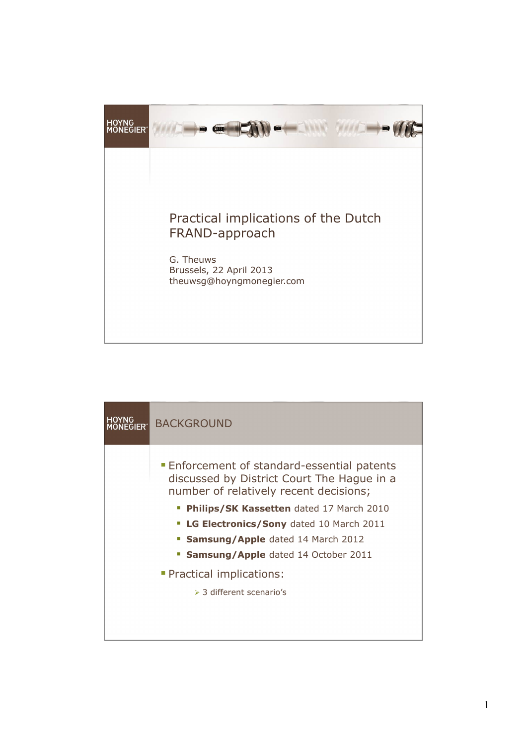# Practical implications of the Dutch FRAND-approach

G. Theuws
Brussels, 22 April 2013
theuwsg@hoyngmonegier.com

## BACKGROUND

- Enforcement of standard-essential patents discussed by District Court The Hague in a number of relatively recent decisions;
  - **Philips/SK Kassetten** dated 17 March 2010
  - **LG Electronics/Sony** dated 10 March 2011
  - **Samsung/Apple** dated 14 March 2012
  - **Samsung/Apple** dated 14 October 2011
- Practical implications:
  - 3 different scenario's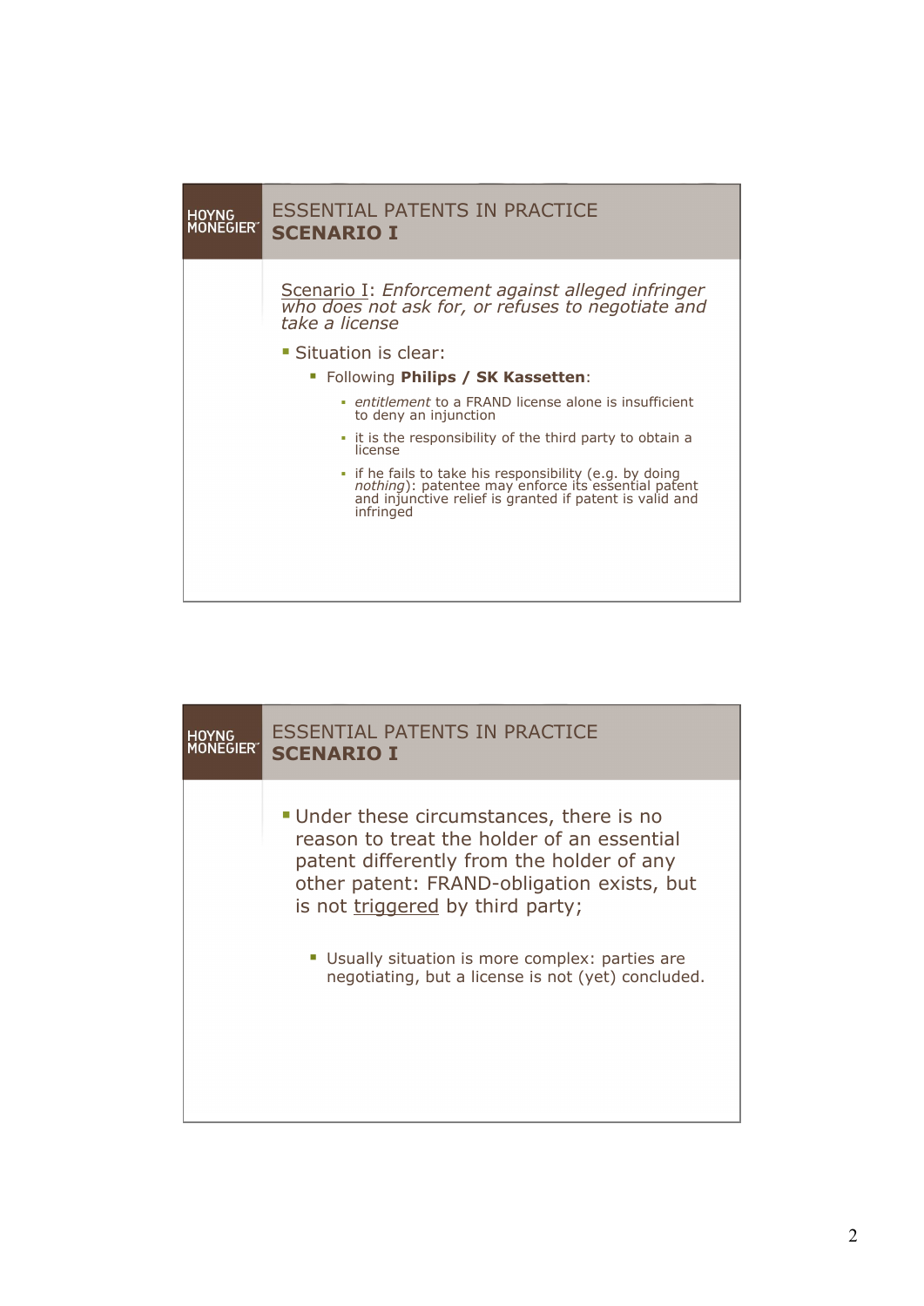## ESSENTIAL PATENTS IN PRACTICE
## SCENARIO I

Scenario I: *Enforcement against alleged infringer who does not ask for, or refuses to negotiate and take a license*

- Situation is clear:
  - Following **Philips / SK Kassetten**:
    - *entitlement* to a FRAND license alone is insufficient to deny an injunction
    - it is the responsibility of the third party to obtain a license
    - if he fails to take his responsibility (e.g. by doing *nothing*): patentee may enforce its essential patent and injunctive relief is granted if patent is valid and infringed

## ESSENTIAL PATENTS IN PRACTICE
## SCENARIO I

- Under these circumstances, there is no reason to treat the holder of an essential patent differently from the holder of any other patent: FRAND-obligation exists, but is not triggered by third party;
  - Usually situation is more complex: parties are negotiating, but a license is not (yet) concluded.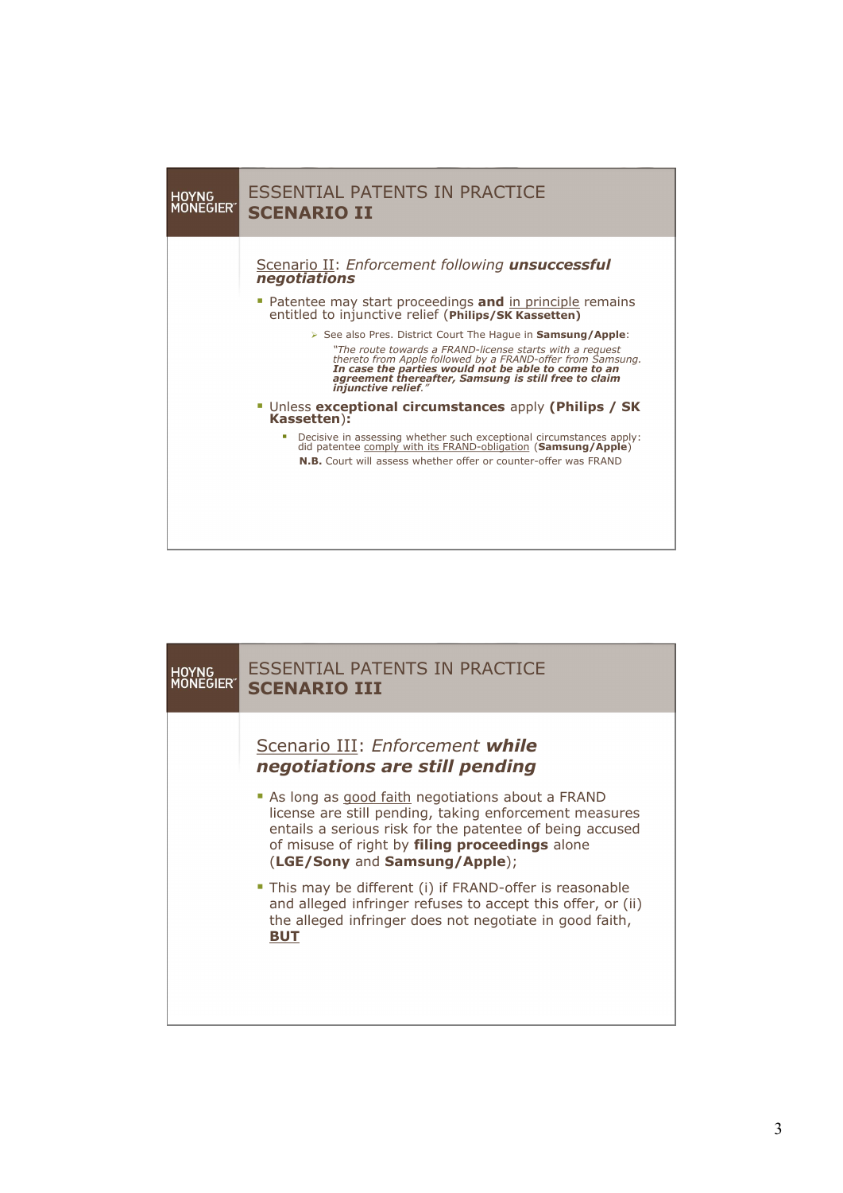## ESSENTIAL PATENTS IN PRACTICE
## **SCENARIO II**

Scenario II: *Enforcement following **unsuccessful negotiations***

- Patentee may start proceedings **and** in principle remains entitled to injunctive relief (**Philips/SK Kassetten)**
  - See also Pres. District Court The Hague in **Samsung/Apple**:

    *"The route towards a FRAND-license starts with a request thereto from Apple followed by a FRAND-offer from Samsung. **In case the parties would not be able to come to an agreement thereafter, Samsung is still free to claim injunctive relief**."*
- Unless **exceptional circumstances** apply **(Philips / SK Kassetten):**
  - Decisive in assessing whether such exceptional circumstances apply: did patentee comply with its FRAND-obligation (**Samsung/Apple**)

    **N.B.** Court will assess whether offer or counter-offer was FRAND

## ESSENTIAL PATENTS IN PRACTICE
## **SCENARIO III**

Scenario III: *Enforcement **while negotiations are still pending***

- As long as good faith negotiations about a FRAND license are still pending, taking enforcement measures entails a serious risk for the patentee of being accused of misuse of right by **filing proceedings** alone (**LGE/Sony** and **Samsung/Apple**);
- This may be different (i) if FRAND-offer is reasonable and alleged infringer refuses to accept this offer, or (ii) the alleged infringer does not negotiate in good faith, **BUT**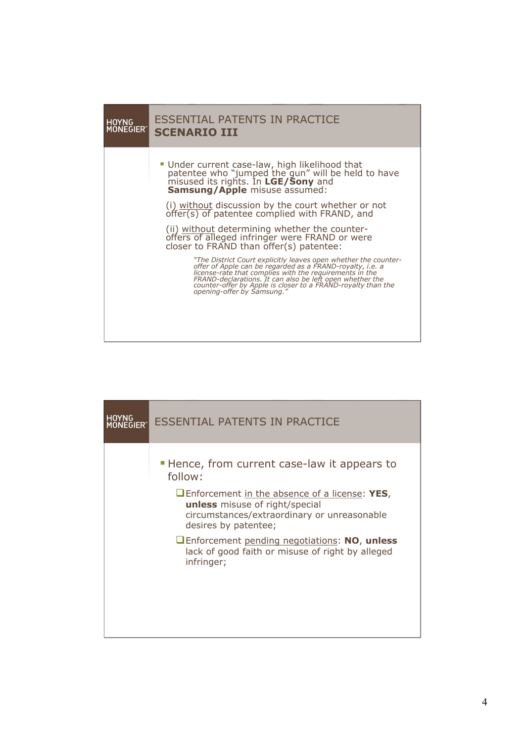## ESSENTIAL PATENTS IN PRACTICE
### SCENARIO III

- Under current case-law, high likelihood that patentee who "jumped the gun" will be held to have misused its rights. In **LGE/Sony** and **Samsung/Apple** misuse assumed:

  (i) without discussion by the court whether or not offer(s) of patentee complied with FRAND, and

  (ii) without determining whether the counter-offers of alleged infringer were FRAND or were closer to FRAND than offer(s) patentee:

  > *"The District Court explicitly leaves open whether the counter-offer of Apple can be regarded as a FRAND-royalty, i.e. a license-rate that complies with the requirements in the FRAND-declarations. It can also be left open whether the counter-offer by Apple is closer to a FRAND-royalty than the opening-offer by Samsung."*

## ESSENTIAL PATENTS IN PRACTICE

- Hence, from current case-law it appears to follow:
  - Enforcement in the absence of a license: **YES**, **unless** misuse of right/special circumstances/extraordinary or unreasonable desires by patentee;
  - Enforcement pending negotiations: **NO**, **unless** lack of good faith or misuse of right by alleged infringer;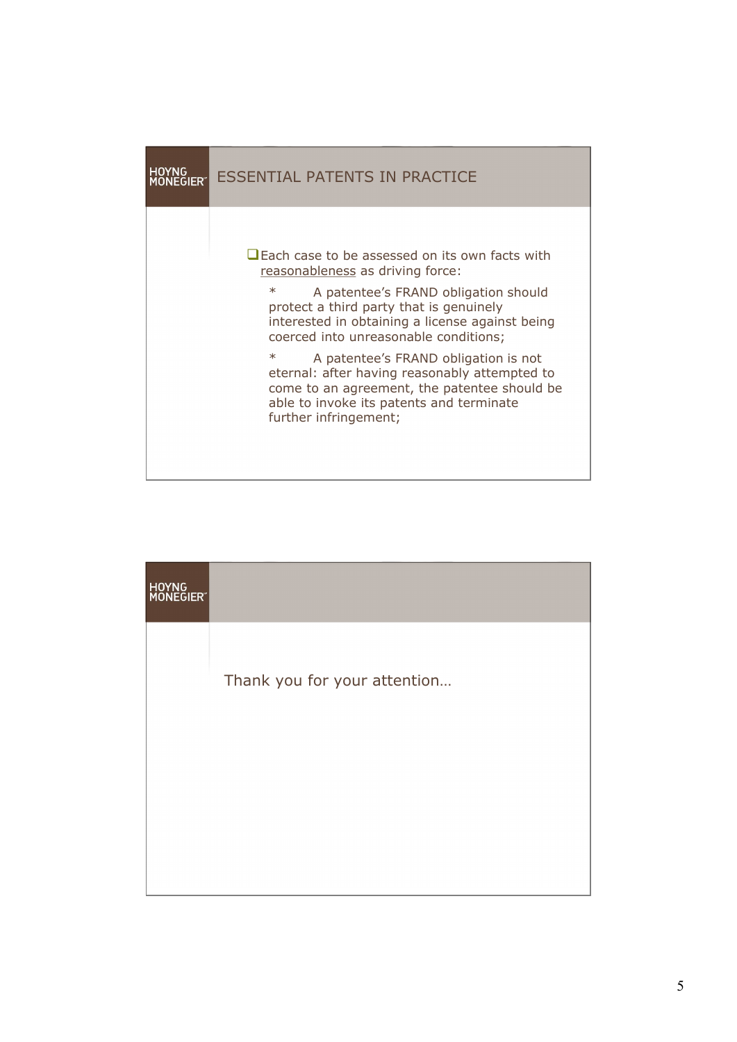HOYNG MONEGIER

## ESSENTIAL PATENTS IN PRACTICE

- Each case to be assessed on its own facts with reasonableness as driving force:
  - A patentee's FRAND obligation should protect a third party that is genuinely interested in obtaining a license against being coerced into unreasonable conditions;
  - A patentee's FRAND obligation is not eternal: after having reasonably attempted to come to an agreement, the patentee should be able to invoke its patents and terminate further infringement;

HOYNG MONEGIER

Thank you for your attention…